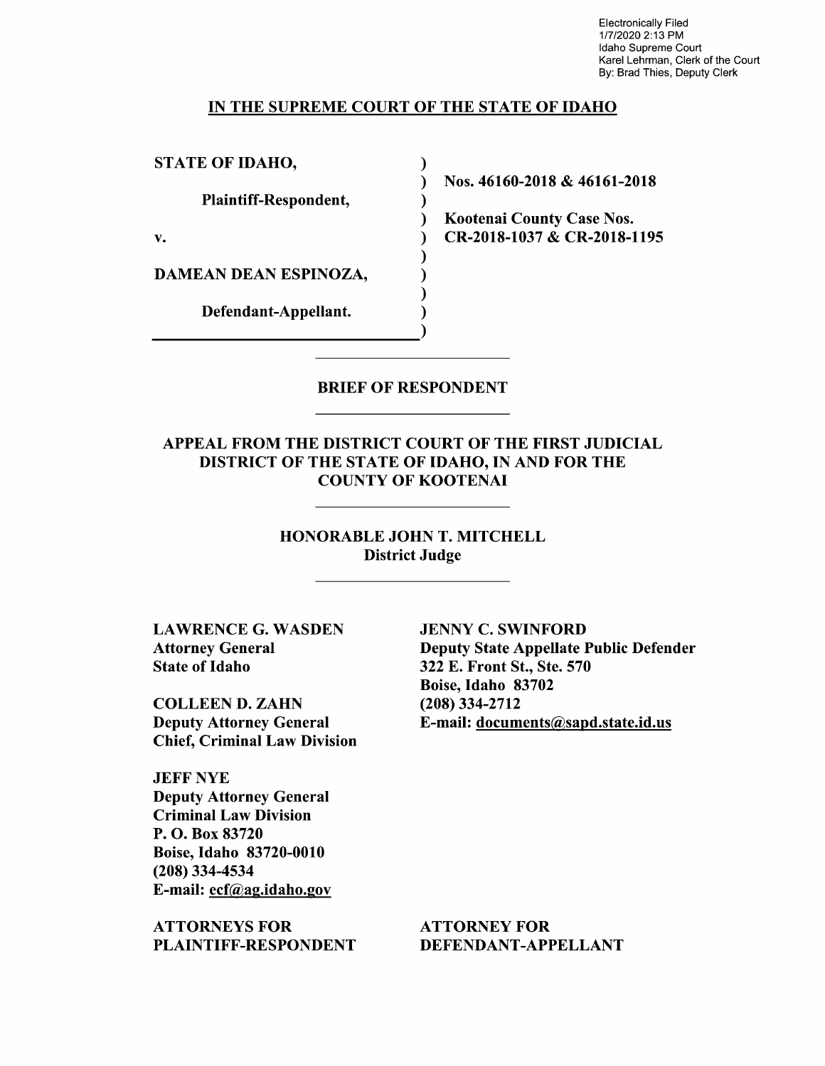Electronically Filed
1/7/2020 2:13 PM
Idaho Supreme Court
Karel Lehrman, Clerk of the Court
By: Brad Thies, Deputy Clerk

# IN THE SUPREME COURT OF THE STATE OF IDAHO

| | |
|---|---|
| **STATE OF IDAHO,** | **Nos. 46160-2018 & 46161-2018** |
| **Plaintiff-Respondent,** | **Kootenai County Case Nos.** |
| **v.** | **CR-2018-1037 & CR-2018-1195** |
| **DAMEAN DEAN ESPINOZA,** | |
| **Defendant-Appellant.** | |

## BRIEF OF RESPONDENT

### APPEAL FROM THE DISTRICT COURT OF THE FIRST JUDICIAL DISTRICT OF THE STATE OF IDAHO, IN AND FOR THE COUNTY OF KOOTENAI

**HONORABLE JOHN T. MITCHELL**
**District Judge**

**LAWRENCE G. WASDEN**
**Attorney General**
**State of Idaho**

**COLLEEN D. ZAHN**
**Deputy Attorney General**
**Chief, Criminal Law Division**

**JEFF NYE**
**Deputy Attorney General**
**Criminal Law Division**
**P. O. Box 83720**
**Boise, Idaho 83720-0010**
**(208) 334-4534**
**E-mail: ecf@ag.idaho.gov**

**ATTORNEYS FOR PLAINTIFF-RESPONDENT**

**JENNY C. SWINFORD**
**Deputy State Appellate Public Defender**
**322 E. Front St., Ste. 570**
**Boise, Idaho 83702**
**(208) 334-2712**
**E-mail: documents@sapd.state.id.us**

**ATTORNEY FOR DEFENDANT-APPELLANT**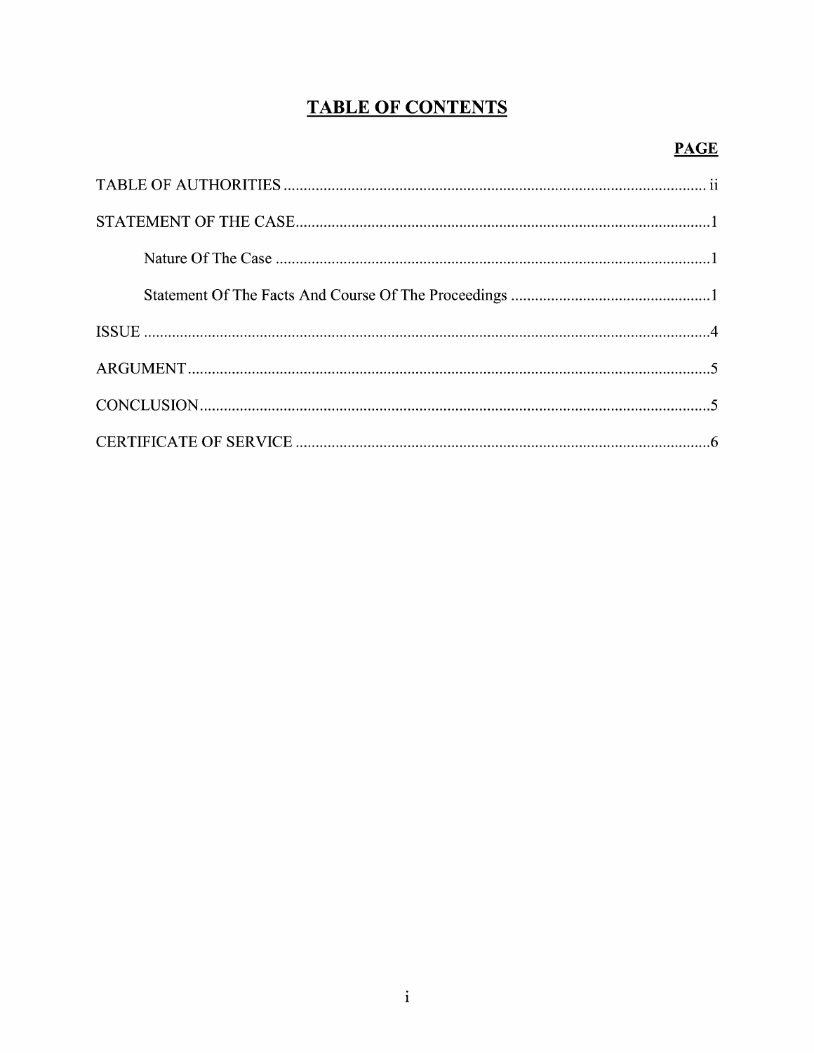# TABLE OF CONTENTS

| | PAGE |
|---|---|
| TABLE OF AUTHORITIES | ii |
| STATEMENT OF THE CASE | 1 |
| Nature Of The Case | 1 |
| Statement Of The Facts And Course Of The Proceedings | 1 |
| ISSUE | 4 |
| ARGUMENT | 5 |
| CONCLUSION | 5 |
| CERTIFICATE OF SERVICE | 6 |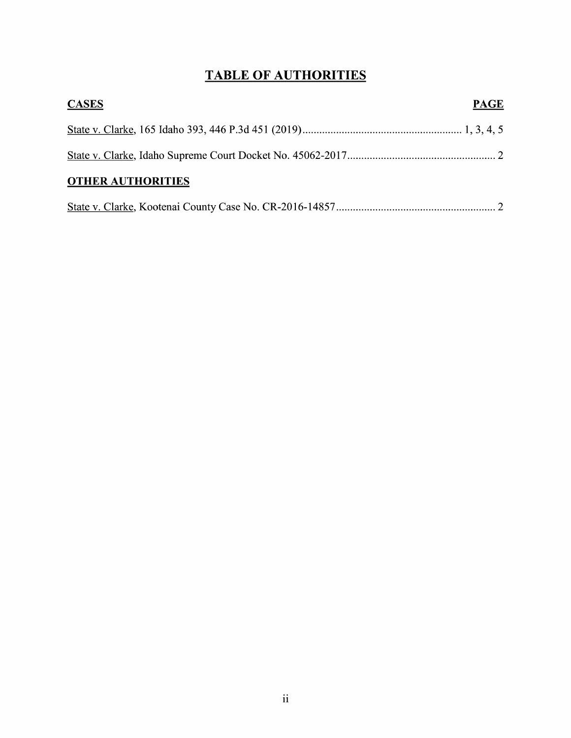# TABLE OF AUTHORITIES

**CASES** **PAGE**

State v. Clarke, 165 Idaho 393, 446 P.3d 451 (2019)........................................................ 1, 3, 4, 5

State v. Clarke, Idaho Supreme Court Docket No. 45062-2017..................................................... 2

**OTHER AUTHORITIES**

State v. Clarke, Kootenai County Case No. CR-2016-14857......................................................... 2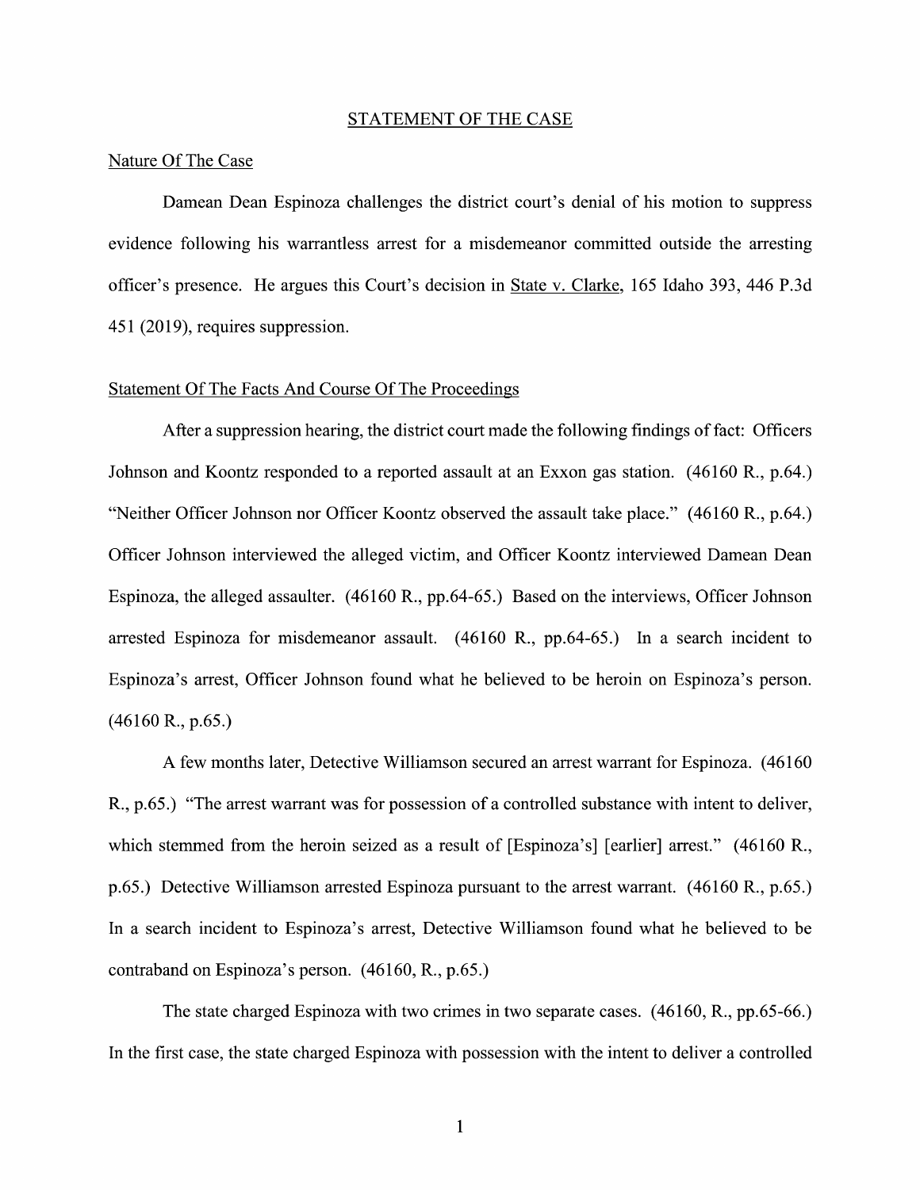## STATEMENT OF THE CASE

### Nature Of The Case

Damean Dean Espinoza challenges the district court's denial of his motion to suppress evidence following his warrantless arrest for a misdemeanor committed outside the arresting officer's presence. He argues this Court's decision in State v. Clarke, 165 Idaho 393, 446 P.3d 451 (2019), requires suppression.

### Statement Of The Facts And Course Of The Proceedings

After a suppression hearing, the district court made the following findings of fact: Officers Johnson and Koontz responded to a reported assault at an Exxon gas station. (46160 R., p.64.) "Neither Officer Johnson nor Officer Koontz observed the assault take place." (46160 R., p.64.) Officer Johnson interviewed the alleged victim, and Officer Koontz interviewed Damean Dean Espinoza, the alleged assaulter. (46160 R., pp.64-65.) Based on the interviews, Officer Johnson arrested Espinoza for misdemeanor assault. (46160 R., pp.64-65.) In a search incident to Espinoza's arrest, Officer Johnson found what he believed to be heroin on Espinoza's person. (46160 R., p.65.)

A few months later, Detective Williamson secured an arrest warrant for Espinoza. (46160 R., p.65.) "The arrest warrant was for possession of a controlled substance with intent to deliver, which stemmed from the heroin seized as a result of [Espinoza's] [earlier] arrest." (46160 R., p.65.) Detective Williamson arrested Espinoza pursuant to the arrest warrant. (46160 R., p.65.) In a search incident to Espinoza's arrest, Detective Williamson found what he believed to be contraband on Espinoza's person. (46160, R., p.65.)

The state charged Espinoza with two crimes in two separate cases. (46160, R., pp.65-66.) In the first case, the state charged Espinoza with possession with the intent to deliver a controlled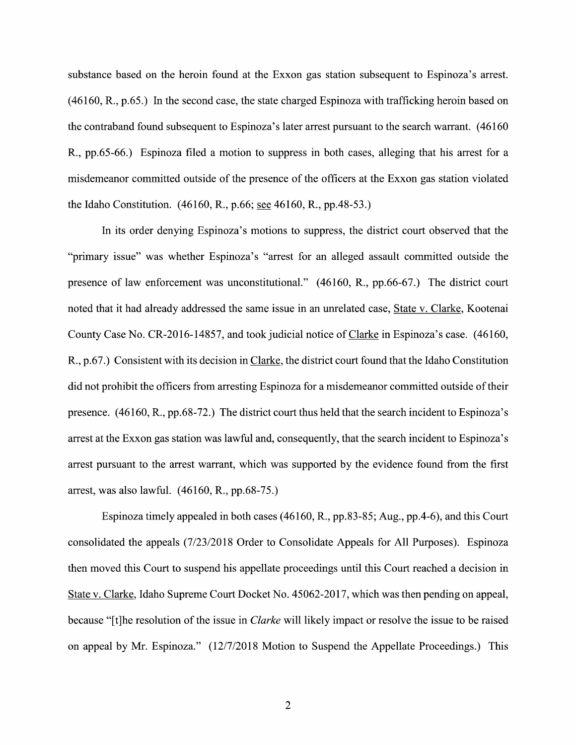substance based on the heroin found at the Exxon gas station subsequent to Espinoza's arrest. (46160, R., p.65.) In the second case, the state charged Espinoza with trafficking heroin based on the contraband found subsequent to Espinoza's later arrest pursuant to the search warrant. (46160 R., pp.65-66.) Espinoza filed a motion to suppress in both cases, alleging that his arrest for a misdemeanor committed outside of the presence of the officers at the Exxon gas station violated the Idaho Constitution. (46160, R., p.66; see 46160, R., pp.48-53.)

In its order denying Espinoza's motions to suppress, the district court observed that the "primary issue" was whether Espinoza's "arrest for an alleged assault committed outside the presence of law enforcement was unconstitutional." (46160, R., pp.66-67.) The district court noted that it had already addressed the same issue in an unrelated case, State v. Clarke, Kootenai County Case No. CR-2016-14857, and took judicial notice of Clarke in Espinoza's case. (46160, R., p.67.) Consistent with its decision in Clarke, the district court found that the Idaho Constitution did not prohibit the officers from arresting Espinoza for a misdemeanor committed outside of their presence. (46160, R., pp.68-72.) The district court thus held that the search incident to Espinoza's arrest at the Exxon gas station was lawful and, consequently, that the search incident to Espinoza's arrest pursuant to the arrest warrant, which was supported by the evidence found from the first arrest, was also lawful. (46160, R., pp.68-75.)

Espinoza timely appealed in both cases (46160, R., pp.83-85; Aug., pp.4-6), and this Court consolidated the appeals (7/23/2018 Order to Consolidate Appeals for All Purposes). Espinoza then moved this Court to suspend his appellate proceedings until this Court reached a decision in State v. Clarke, Idaho Supreme Court Docket No. 45062-2017, which was then pending on appeal, because "[t]he resolution of the issue in *Clarke* will likely impact or resolve the issue to be raised on appeal by Mr. Espinoza." (12/7/2018 Motion to Suspend the Appellate Proceedings.) This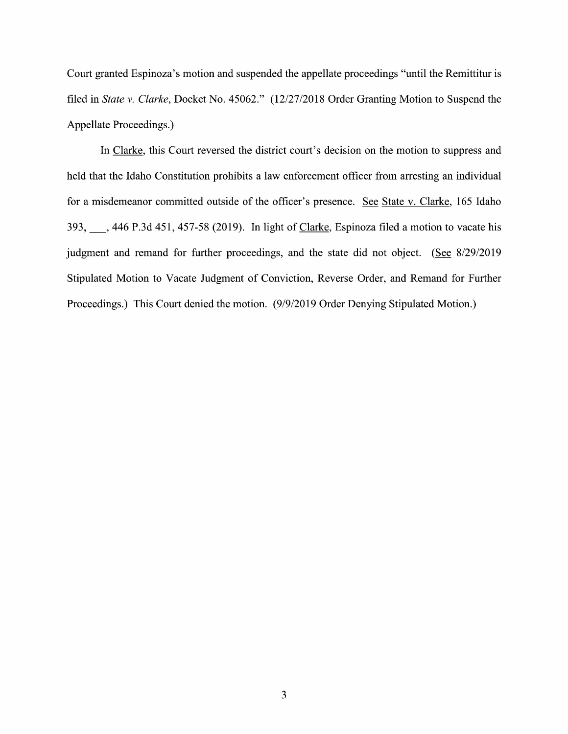Court granted Espinoza's motion and suspended the appellate proceedings "until the Remittitur is filed in *State v. Clarke*, Docket No. 45062." (12/27/2018 Order Granting Motion to Suspend the Appellate Proceedings.)

In Clarke, this Court reversed the district court's decision on the motion to suppress and held that the Idaho Constitution prohibits a law enforcement officer from arresting an individual for a misdemeanor committed outside of the officer's presence. See State v. Clarke, 165 Idaho 393, ___, 446 P.3d 451, 457-58 (2019). In light of Clarke, Espinoza filed a motion to vacate his judgment and remand for further proceedings, and the state did not object. (See 8/29/2019 Stipulated Motion to Vacate Judgment of Conviction, Reverse Order, and Remand for Further Proceedings.) This Court denied the motion. (9/9/2019 Order Denying Stipulated Motion.)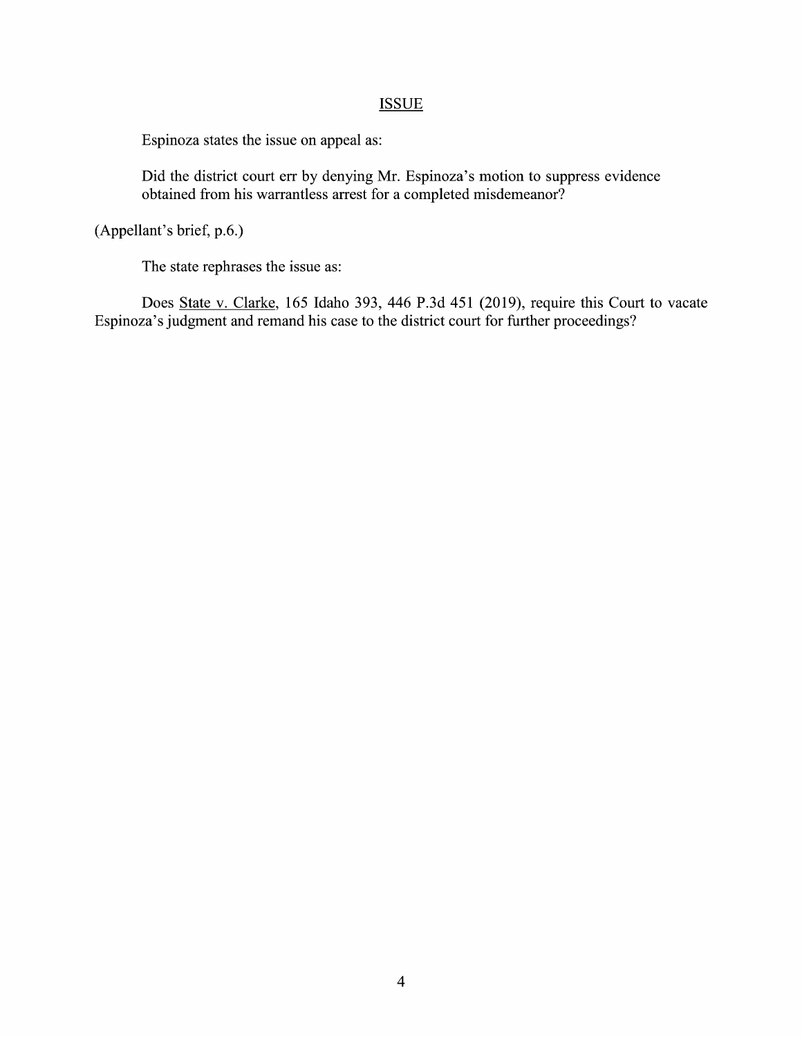## ISSUE

Espinoza states the issue on appeal as:

> Did the district court err by denying Mr. Espinoza's motion to suppress evidence obtained from his warrantless arrest for a completed misdemeanor?

(Appellant's brief, p.6.)

The state rephrases the issue as:

Does State v. Clarke, 165 Idaho 393, 446 P.3d 451 (2019), require this Court to vacate Espinoza's judgment and remand his case to the district court for further proceedings?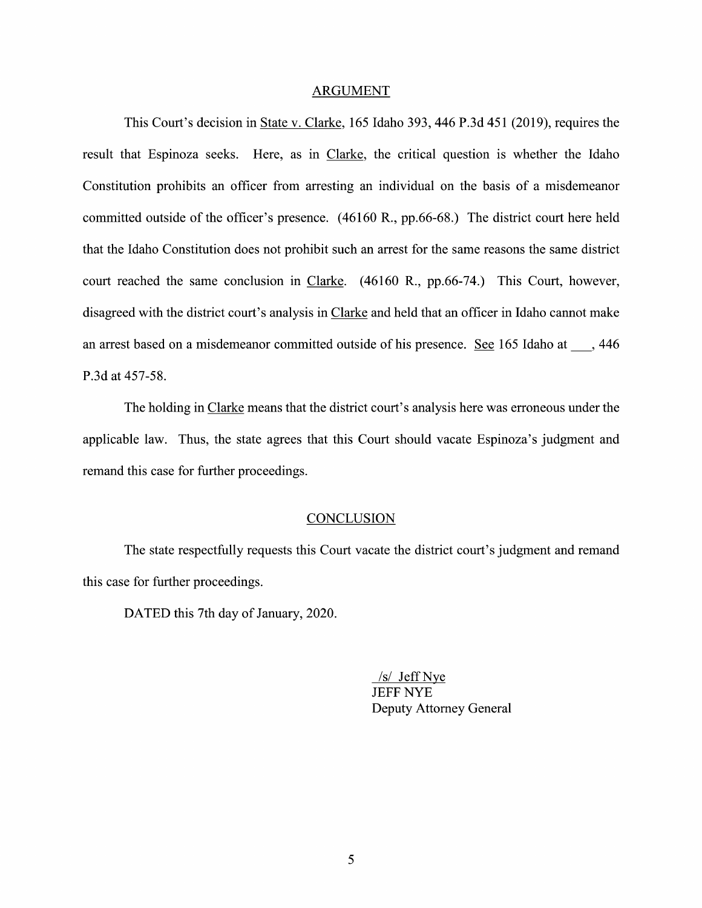## ARGUMENT

This Court's decision in State v. Clarke, 165 Idaho 393, 446 P.3d 451 (2019), requires the result that Espinoza seeks. Here, as in Clarke, the critical question is whether the Idaho Constitution prohibits an officer from arresting an individual on the basis of a misdemeanor committed outside of the officer's presence. (46160 R., pp.66-68.) The district court here held that the Idaho Constitution does not prohibit such an arrest for the same reasons the same district court reached the same conclusion in Clarke. (46160 R., pp.66-74.) This Court, however, disagreed with the district court's analysis in Clarke and held that an officer in Idaho cannot make an arrest based on a misdemeanor committed outside of his presence. See 165 Idaho at ___, 446 P.3d at 457-58.

The holding in Clarke means that the district court's analysis here was erroneous under the applicable law. Thus, the state agrees that this Court should vacate Espinoza's judgment and remand this case for further proceedings.

## CONCLUSION

The state respectfully requests this Court vacate the district court's judgment and remand this case for further proceedings.

DATED this 7th day of January, 2020.

/s/ Jeff Nye
JEFF NYE
Deputy Attorney General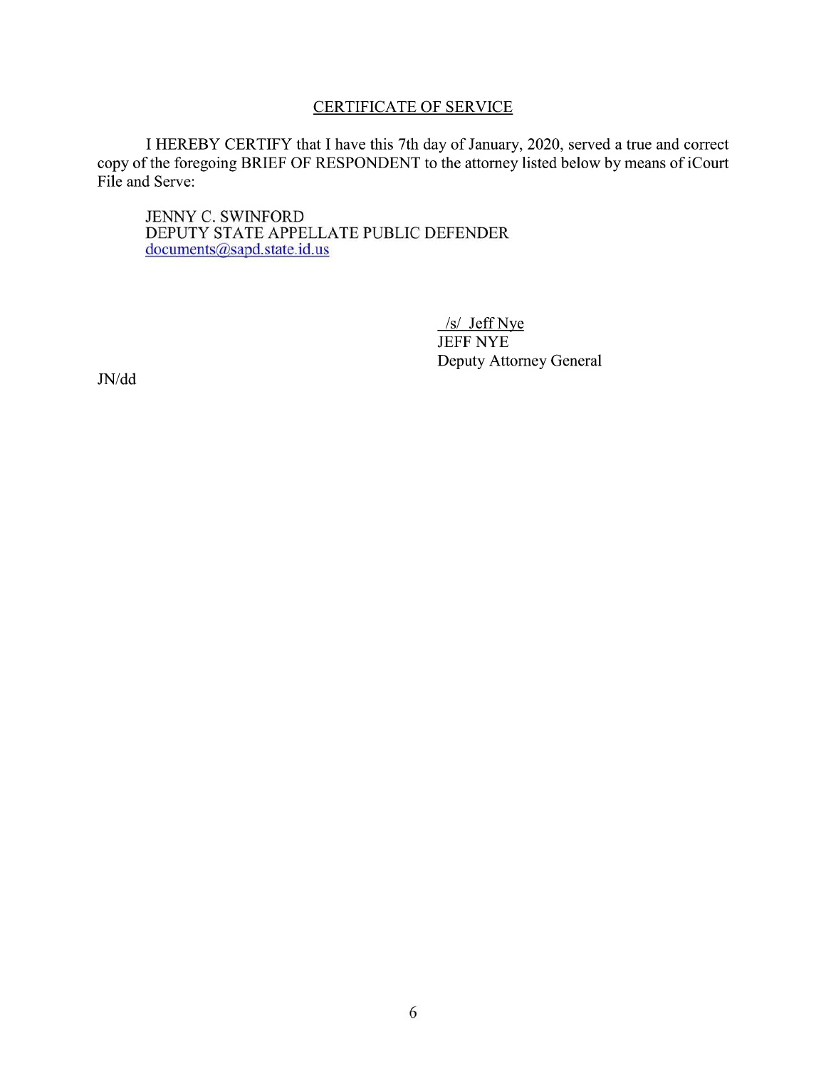## CERTIFICATE OF SERVICE

I HEREBY CERTIFY that I have this 7th day of January, 2020, served a true and correct copy of the foregoing BRIEF OF RESPONDENT to the attorney listed below by means of iCourt File and Serve:

JENNY C. SWINFORD
DEPUTY STATE APPELLATE PUBLIC DEFENDER
documents@sapd.state.id.us

/s/ Jeff Nye
JEFF NYE
Deputy Attorney General

JN/dd